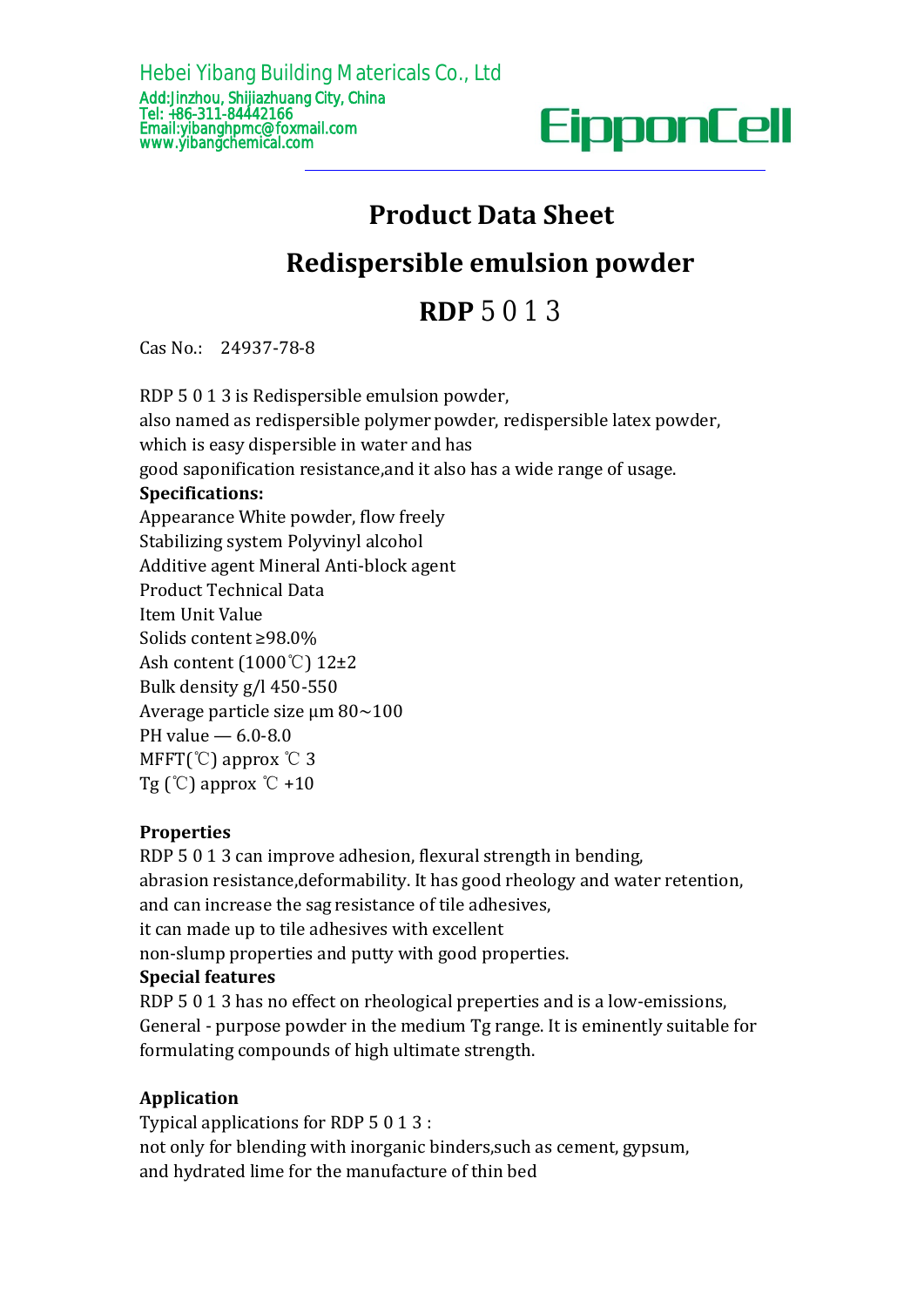Hebei Yibang Building Matericals Co., Ltd
Add:Jinzhou, Shijiazhuang City, China
Tel: +86-311-84442166
Email:yibanghpmc@foxmail.com
www.yibangchemical.com

EipponCell

# Product Data Sheet

## Redispersible emulsion powder

## RDP 5 0 1 3

Cas No.: 24937-78-8

RDP 5 0 1 3 is Redispersible emulsion powder,
also named as redispersible polymer powder, redispersible latex powder,
which is easy dispersible in water and has
good saponification resistance,and it also has a wide range of usage.

**Specifications:**

Appearance White powder, flow freely
Stabilizing system Polyvinyl alcohol
Additive agent Mineral Anti-block agent
Product Technical Data
Item Unit Value
Solids content ≥98.0%
Ash content (1000℃) 12±2
Bulk density g/l 450-550
Average particle size µm 80~100
PH value — 6.0-8.0
MFFT(℃) approx ℃ 3
Tg (℃) approx ℃ +10

**Properties**

RDP 5 0 1 3 can improve adhesion, flexural strength in bending,
abrasion resistance,deformability. It has good rheology and water retention,
and can increase the sag resistance of tile adhesives,
it can made up to tile adhesives with excellent
non-slump properties and putty with good properties.

**Special features**

RDP 5 0 1 3 has no effect on rheological preperties and is a low-emissions,
General - purpose powder in the medium Tg range. It is eminently suitable for
formulating compounds of high ultimate strength.

**Application**

Typical applications for RDP 5 0 1 3 :
not only for blending with inorganic binders,such as cement, gypsum,
and hydrated lime for the manufacture of thin bed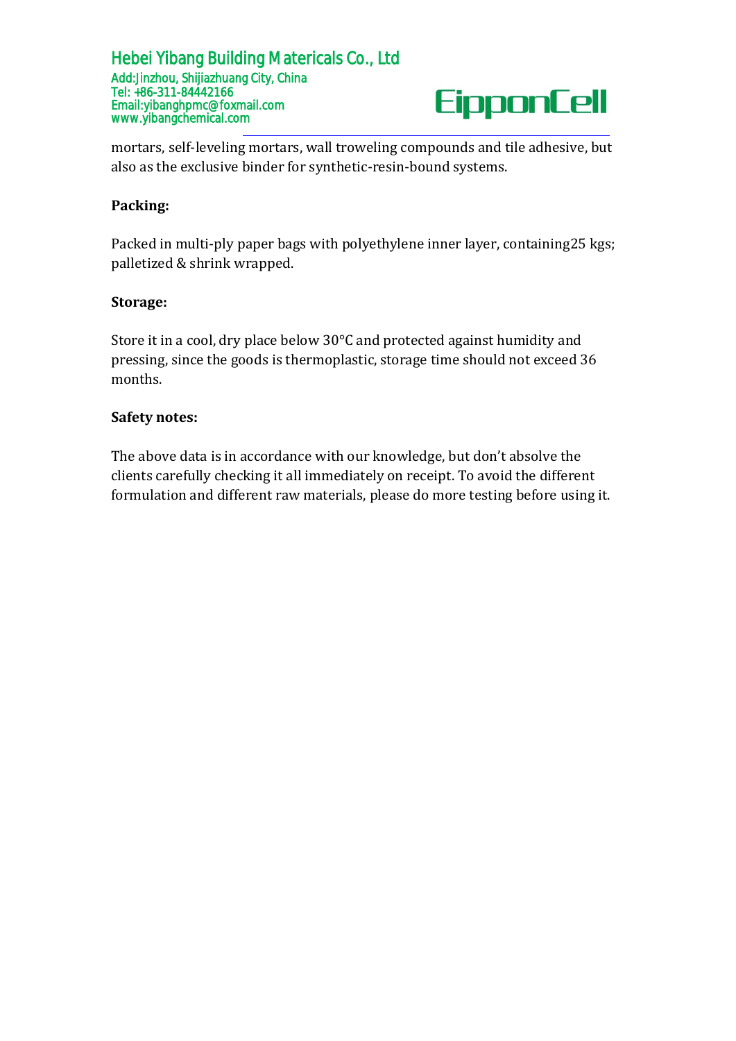mortars, self-leveling mortars, wall troweling compounds and tile adhesive, but also as the exclusive binder for synthetic-resin-bound systems.

**Packing:**

Packed in multi-ply paper bags with polyethylene inner layer, containing25 kgs; palletized & shrink wrapped.

**Storage:**

Store it in a cool, dry place below 30°C and protected against humidity and pressing, since the goods is thermoplastic, storage time should not exceed 36 months.

**Safety notes:**

The above data is in accordance with our knowledge, but don't absolve the clients carefully checking it all immediately on receipt. To avoid the different formulation and different raw materials, please do more testing before using it.